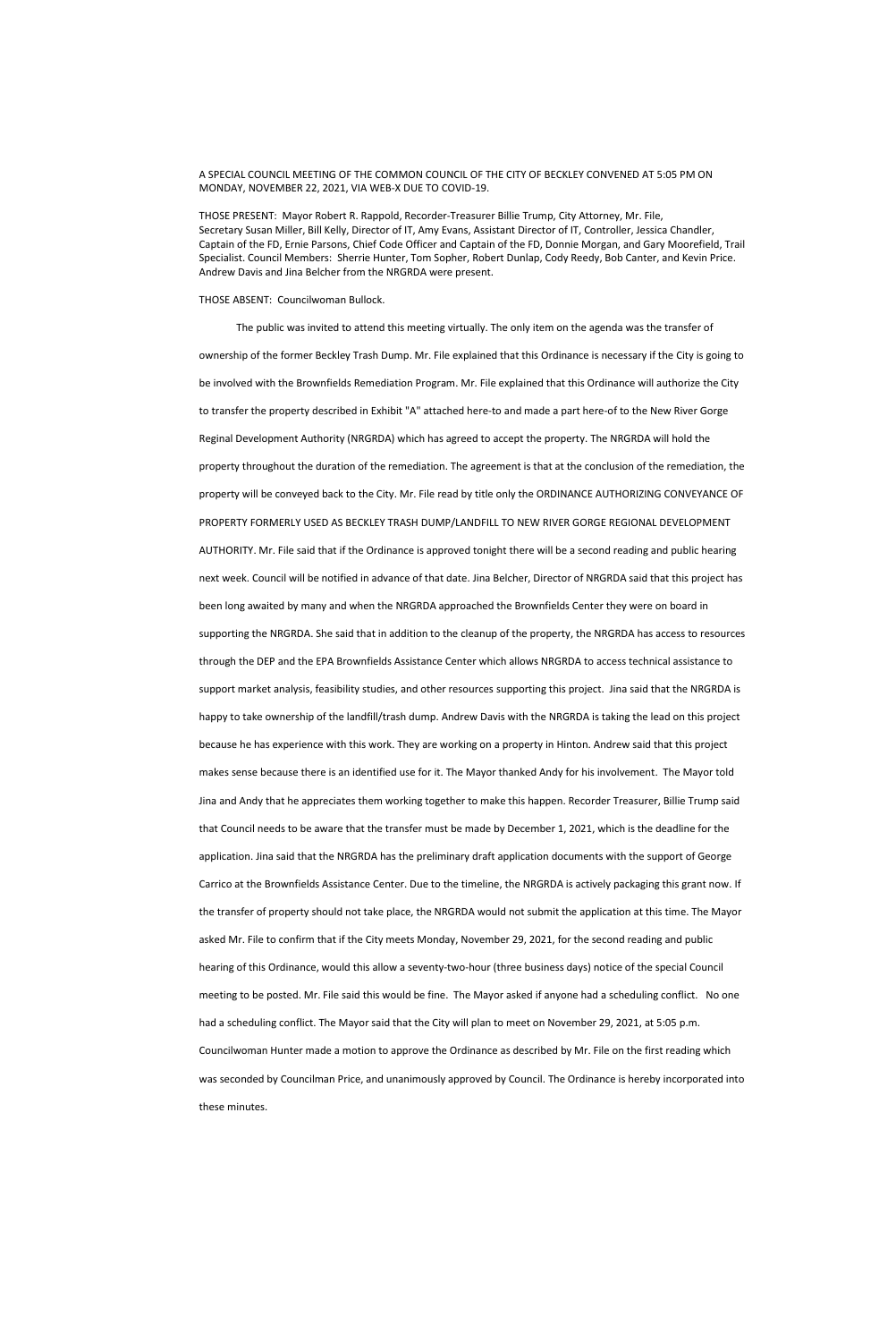A SPECIAL COUNCIL MEETING OF THE COMMON COUNCIL OF THE CITY OF BECKLEY CONVENED AT 5:05 PM ON MONDAY, NOVEMBER 22, 2021, VIA WEB-X DUE TO COVID-19.

THOSE PRESENT: Mayor Robert R. Rappold, Recorder-Treasurer Billie Trump, City Attorney, Mr. File, Secretary Susan Miller, Bill Kelly, Director of IT, Amy Evans, Assistant Director of IT, Controller, Jessica Chandler, Captain of the FD, Ernie Parsons, Chief Code Officer and Captain of the FD, Donnie Morgan, and Gary Moorefield, Trail Specialist. Council Members: Sherrie Hunter, Tom Sopher, Robert Dunlap, Cody Reedy, Bob Canter, and Kevin Price. Andrew Davis and Jina Belcher from the NRGRDA were present.

THOSE ABSENT: Councilwoman Bullock.

The public was invited to attend this meeting virtually. The only item on the agenda was the transfer of ownership of the former Beckley Trash Dump. Mr. File explained that this Ordinance is necessary if the City is going to be involved with the Brownfields Remediation Program. Mr. File explained that this Ordinance will authorize the City to transfer the property described in Exhibit "A" attached here-to and made a part here-of to the New River Gorge Reginal Development Authority (NRGRDA) which has agreed to accept the property. The NRGRDA will hold the property throughout the duration of the remediation. The agreement is that at the conclusion of the remediation, the property will be conveyed back to the City. Mr. File read by title only the ORDINANCE AUTHORIZING CONVEYANCE OF PROPERTY FORMERLY USED AS BECKLEY TRASH DUMP/LANDFILL TO NEW RIVER GORGE REGIONAL DEVELOPMENT AUTHORITY. Mr. File said that if the Ordinance is approved tonight there will be a second reading and public hearing next week. Council will be notified in advance of that date. Jina Belcher, Director of NRGRDA said that this project has been long awaited by many and when the NRGRDA approached the Brownfields Center they were on board in supporting the NRGRDA. She said that in addition to the cleanup of the property, the NRGRDA has access to resources through the DEP and the EPA Brownfields Assistance Center which allows NRGRDA to access technical assistance to support market analysis, feasibility studies, and other resources supporting this project. Jina said that the NRGRDA is happy to take ownership of the landfill/trash dump. Andrew Davis with the NRGRDA is taking the lead on this project because he has experience with this work. They are working on a property in Hinton. Andrew said that this project makes sense because there is an identified use for it. The Mayor thanked Andy for his involvement. The Mayor told Jina and Andy that he appreciates them working together to make this happen. Recorder Treasurer, Billie Trump said that Council needs to be aware that the transfer must be made by December 1, 2021, which is the deadline for the application. Jina said that the NRGRDA has the preliminary draft application documents with the support of George Carrico at the Brownfields Assistance Center. Due to the timeline, the NRGRDA is actively packaging this grant now. If the transfer of property should not take place, the NRGRDA would not submit the application at this time. The Mayor asked Mr. File to confirm that if the City meets Monday, November 29, 2021, for the second reading and public hearing of this Ordinance, would this allow a seventy-two-hour (three business days) notice of the special Council meeting to be posted. Mr. File said this would be fine. The Mayor asked if anyone had a scheduling conflict. No one had a scheduling conflict. The Mayor said that the City will plan to meet on November 29, 2021, at 5:05 p.m. Councilwoman Hunter made a motion to approve the Ordinance as described by Mr. File on the first reading which was seconded by Councilman Price, and unanimously approved by Council. The Ordinance is hereby incorporated into these minutes.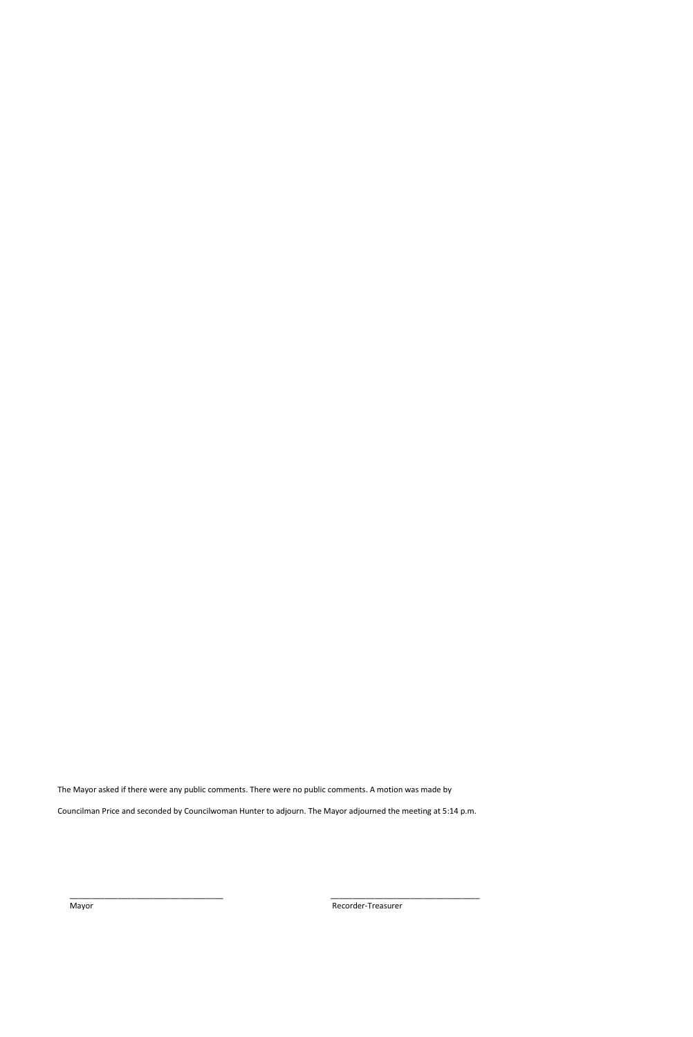The Mayor asked if there were any public comments. There were no public comments. A motion was made by Councilman Price and seconded by Councilwoman Hunter to adjourn. The Mayor adjourned the meeting at 5:14 p.m.

\_\_\_\_\_\_\_\_\_\_\_\_\_\_\_\_\_\_\_\_\_\_\_\_\_\_\_\_\_\_\_\_\_\_
Mayor

\_\_\_\_\_\_\_\_\_\_\_\_\_\_\_\_\_\_\_\_\_\_\_\_\_\_\_\_\_\_\_\_\_\_
Recorder-Treasurer